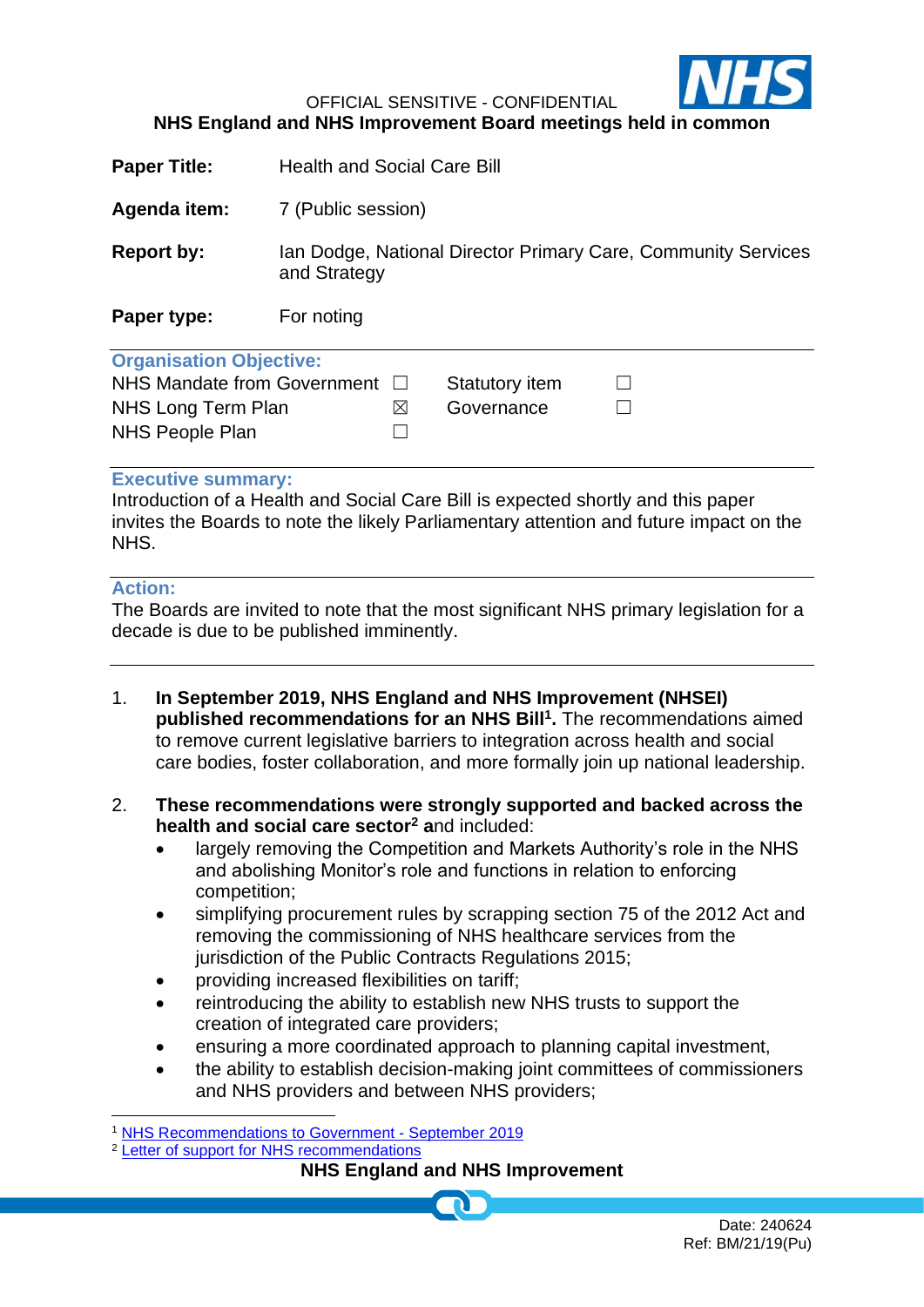OFFICIAL SENSITIVE - CONFIDENTIAL

**NHS England and NHS Improvement Board meetings held in common**

| | |
|---|---|
| **Paper Title:** | Health and Social Care Bill |
| **Agenda item:** | 7 (Public session) |
| **Report by:** | Ian Dodge, National Director Primary Care, Community Services and Strategy |
| **Paper type:** | For noting |

**Organisation Objective:**

| | | | |
|---|---|---|---|
| NHS Mandate from Government | ☐ | Statutory item | ☐ |
| NHS Long Term Plan | ☒ | Governance | ☐ |
| NHS People Plan | ☐ | | |

**Executive summary:**

Introduction of a Health and Social Care Bill is expected shortly and this paper invites the Boards to note the likely Parliamentary attention and future impact on the NHS.

**Action:**

The Boards are invited to note that the most significant NHS primary legislation for a decade is due to be published imminently.

1. **In September 2019, NHS England and NHS Improvement (NHSEI) published recommendations for an NHS Bill[1].** The recommendations aimed to remove current legislative barriers to integration across health and social care bodies, foster collaboration, and more formally join up national leadership.

2. **These recommendations were strongly supported and backed across the health and social care sector[2] a**nd included:
   - largely removing the Competition and Markets Authority's role in the NHS and abolishing Monitor's role and functions in relation to enforcing competition;
   - simplifying procurement rules by scrapping section 75 of the 2012 Act and removing the commissioning of NHS healthcare services from the jurisdiction of the Public Contracts Regulations 2015;
   - providing increased flexibilities on tariff;
   - reintroducing the ability to establish new NHS trusts to support the creation of integrated care providers;
   - ensuring a more coordinated approach to planning capital investment,
   - the ability to establish decision-making joint committees of commissioners and NHS providers and between NHS providers;

[1] NHS Recommendations to Government - September 2019

[2] Letter of support for NHS recommendations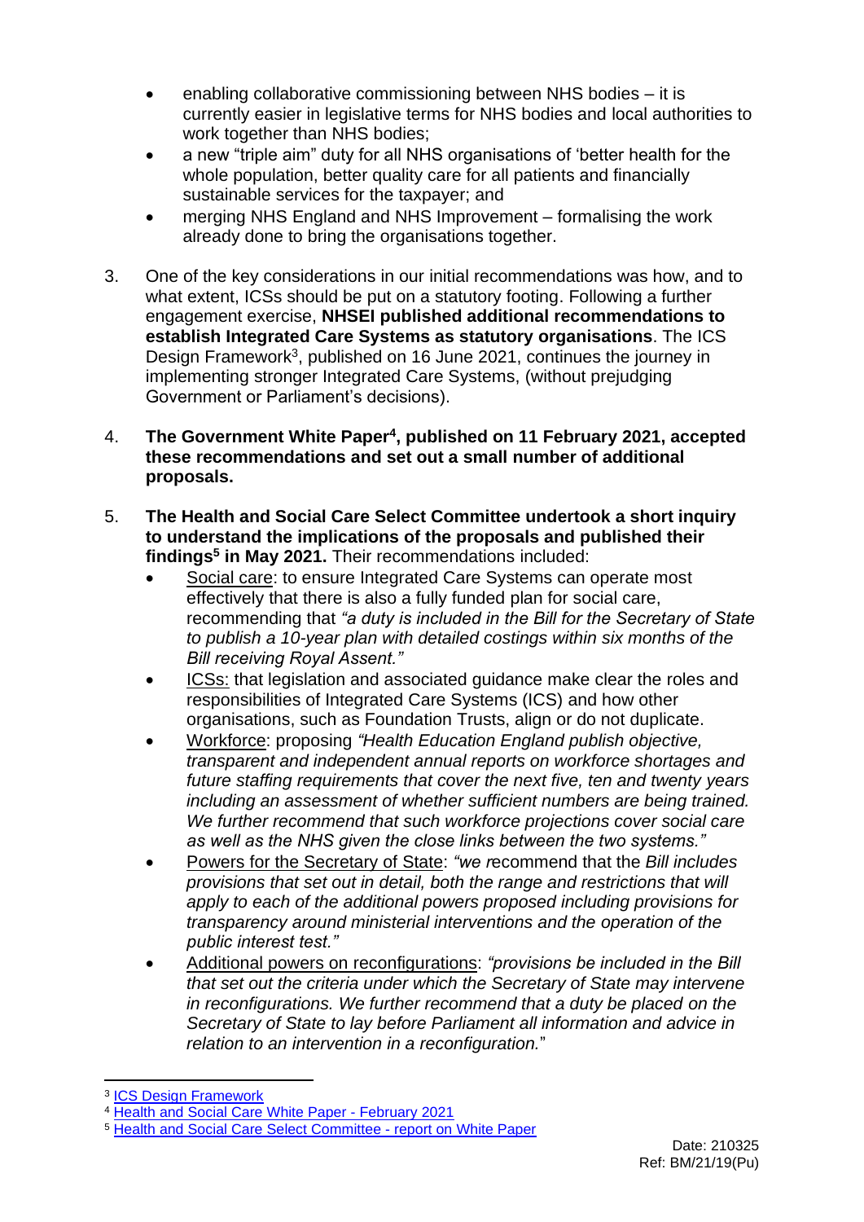- enabling collaborative commissioning between NHS bodies – it is currently easier in legislative terms for NHS bodies and local authorities to work together than NHS bodies;
- a new "triple aim" duty for all NHS organisations of 'better health for the whole population, better quality care for all patients and financially sustainable services for the taxpayer; and
- merging NHS England and NHS Improvement – formalising the work already done to bring the organisations together.

3. One of the key considerations in our initial recommendations was how, and to what extent, ICSs should be put on a statutory footing. Following a further engagement exercise, **NHSEI published additional recommendations to establish Integrated Care Systems as statutory organisations**. The ICS Design Framework[3], published on 16 June 2021, continues the journey in implementing stronger Integrated Care Systems, (without prejudging Government or Parliament's decisions).

4. **The Government White Paper[4], published on 11 February 2021, accepted these recommendations and set out a small number of additional proposals.**

5. **The Health and Social Care Select Committee undertook a short inquiry to understand the implications of the proposals and published their findings[5] in May 2021.** Their recommendations included:
   - Social care: to ensure Integrated Care Systems can operate most effectively that there is also a fully funded plan for social care, recommending that *"a duty is included in the Bill for the Secretary of State to publish a 10-year plan with detailed costings within six months of the Bill receiving Royal Assent."*
   - ICSs: that legislation and associated guidance make clear the roles and responsibilities of Integrated Care Systems (ICS) and how other organisations, such as Foundation Trusts, align or do not duplicate.
   - Workforce: proposing *"Health Education England publish objective, transparent and independent annual reports on workforce shortages and future staffing requirements that cover the next five, ten and twenty years including an assessment of whether sufficient numbers are being trained. We further recommend that such workforce projections cover social care as well as the NHS given the close links between the two systems."*
   - Powers for the Secretary of State: *"we r*ecommend that the *Bill includes provisions that set out in detail, both the range and restrictions that will apply to each of the additional powers proposed including provisions for transparency around ministerial interventions and the operation of the public interest test."*
   - Additional powers on reconfigurations: *"provisions be included in the Bill that set out the criteria under which the Secretary of State may intervene in reconfigurations. We further recommend that a duty be placed on the Secretary of State to lay before Parliament all information and advice in relation to an intervention in a reconfiguration.*"

[3] ICS Design Framework
[4] Health and Social Care White Paper - February 2021
[5] Health and Social Care Select Committee - report on White Paper

Date: 210325
Ref: BM/21/19(Pu)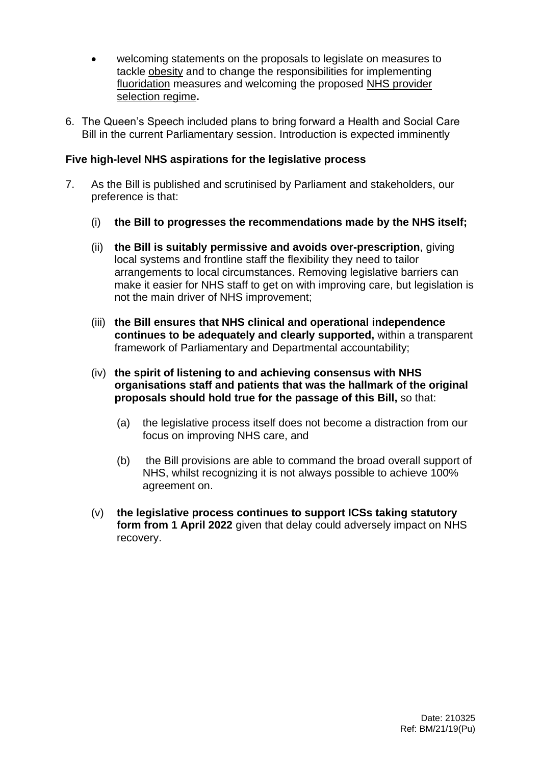- welcoming statements on the proposals to legislate on measures to tackle obesity and to change the responsibilities for implementing fluoridation measures and welcoming the proposed NHS provider selection regime**.**

6. The Queen's Speech included plans to bring forward a Health and Social Care Bill in the current Parliamentary session. Introduction is expected imminently

**Five high-level NHS aspirations for the legislative process**

7. As the Bill is published and scrutinised by Parliament and stakeholders, our preference is that:

   (i) **the Bill to progresses the recommendations made by the NHS itself;**

   (ii) **the Bill is suitably permissive and avoids over-prescription**, giving local systems and frontline staff the flexibility they need to tailor arrangements to local circumstances. Removing legislative barriers can make it easier for NHS staff to get on with improving care, but legislation is not the main driver of NHS improvement;

   (iii) **the Bill ensures that NHS clinical and operational independence continues to be adequately and clearly supported,** within a transparent framework of Parliamentary and Departmental accountability;

   (iv) **the spirit of listening to and achieving consensus with NHS organisations staff and patients that was the hallmark of the original proposals should hold true for the passage of this Bill,** so that:

      (a) the legislative process itself does not become a distraction from our focus on improving NHS care, and

      (b) the Bill provisions are able to command the broad overall support of NHS, whilst recognizing it is not always possible to achieve 100% agreement on.

   (v) **the legislative process continues to support ICSs taking statutory form from 1 April 2022** given that delay could adversely impact on NHS recovery.

Date: 210325
Ref: BM/21/19(Pu)